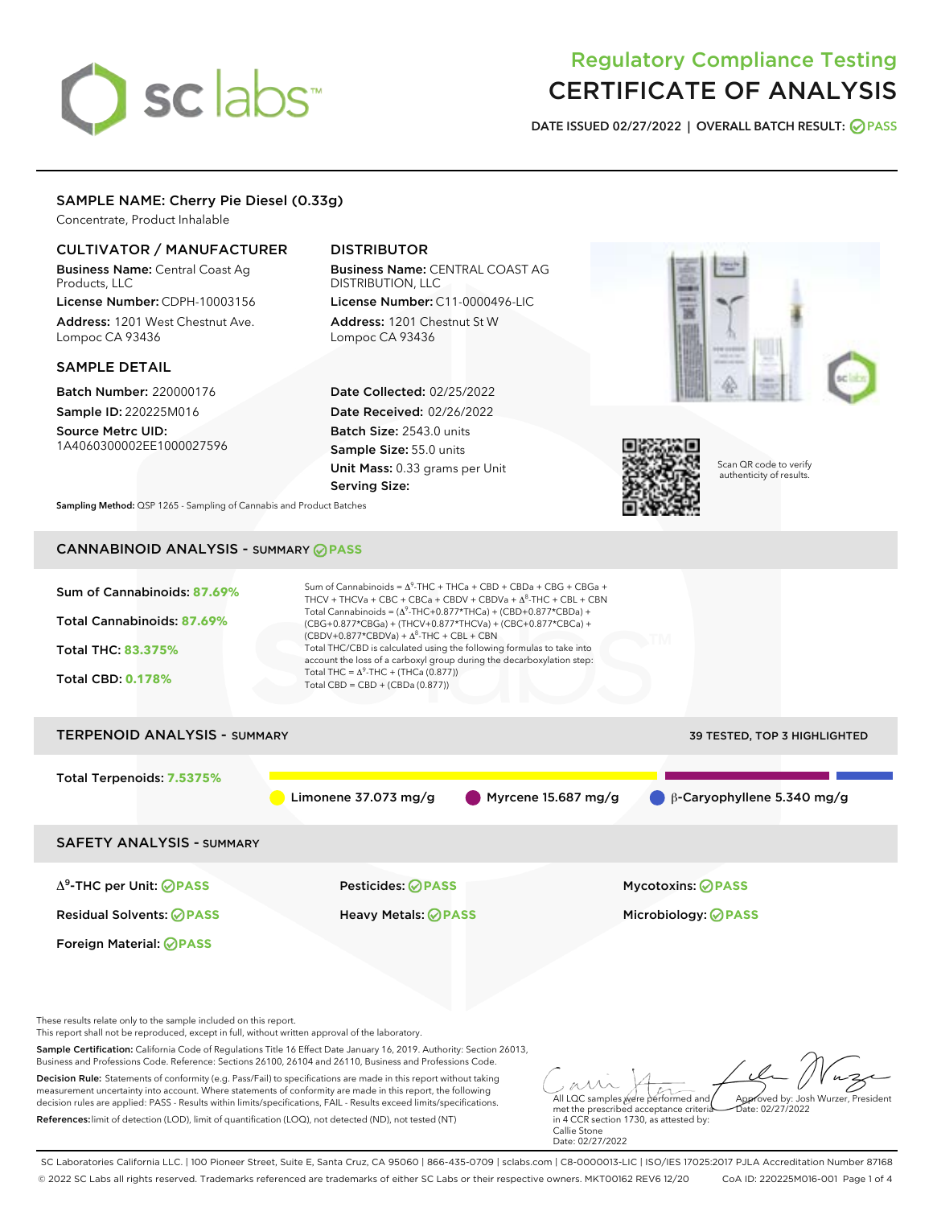# Regulatory Compliance Testing
# CERTIFICATE OF ANALYSIS

**DATE ISSUED 02/27/2022 | OVERALL BATCH RESULT: PASS**

## SAMPLE NAME: Cherry Pie Diesel (0.33g)

Concentrate, Product Inhalable

### CULTIVATOR / MANUFACTURER

**Business Name:** Central Coast Ag Products, LLC

**License Number:** CDPH-10003156

**Address:** 1201 West Chestnut Ave. Lompoc CA 93436

### DISTRIBUTOR

**Business Name:** CENTRAL COAST AG DISTRIBUTION, LLC

**License Number:** C11-0000496-LIC

**Address:** 1201 Chestnut St W Lompoc CA 93436

### SAMPLE DETAIL

**Batch Number:** 220000176

**Sample ID:** 220225M016

**Source Metrc UID:** 1A4060300002EE1000027596

**Date Collected:** 02/25/2022

**Date Received:** 02/26/2022

**Batch Size:** 2543.0 units

**Sample Size:** 55.0 units

**Unit Mass:** 0.33 grams per Unit

**Serving Size:**

Scan QR code to verify authenticity of results.

**Sampling Method:** QSP 1265 - Sampling of Cannabis and Product Batches

## CANNABINOID ANALYSIS - SUMMARY PASS

**Sum of Cannabinoids:** 87.69%

**Total Cannabinoids:** 87.69%

**Total THC:** 83.375%

**Total CBD:** 0.178%

Sum of Cannabinoids = $\Delta^9$-THC + THCa + CBD + CBDa + CBG + CBGa + THCV + THCVa + CBC + CBCa + CBDV + CBDVa + $\Delta^8$-THC + CBL + CBN

Total Cannabinoids = ($\Delta^9$-THC+0.877*THCa) + (CBD+0.877*CBDa) + (CBG+0.877*CBGa) + (THCV+0.877*THCVa) + (CBC+0.877*CBCa) + (CBDV+0.877*CBDVa) + $\Delta^8$-THC + CBL + CBN

Total THC/CBD is calculated using the following formulas to take into account the loss of a carboxyl group during the decarboxylation step:

Total THC = $\Delta^9$-THC + (THCa (0.877))

Total CBD = CBD + (CBDa (0.877))

## TERPENOID ANALYSIS - SUMMARY

39 TESTED, TOP 3 HIGHLIGHTED

**Total Terpenoids:** 7.5375%

Limonene 37.073 mg/g | Myrcene 15.687 mg/g | β-Caryophyllene 5.340 mg/g

## SAFETY ANALYSIS - SUMMARY

| | | |
|---|---|---|
| $\Delta^9$-THC per Unit: PASS | Pesticides: PASS | Mycotoxins: PASS |
| Residual Solvents: PASS | Heavy Metals: PASS | Microbiology: PASS |
| Foreign Material: PASS | | |

These results relate only to the sample included on this report.
This report shall not be reproduced, except in full, without written approval of the laboratory.

**Sample Certification:** California Code of Regulations Title 16 Effect Date January 16, 2019. Authority: Section 26013, Business and Professions Code. Reference: Sections 26100, 26104 and 26110, Business and Professions Code.

**Decision Rule:** Statements of conformity (e.g. Pass/Fail) to specifications are made in this report without taking measurement uncertainty into account. Where statements of conformity are made in this report, the following decision rules are applied: PASS - Results within limits/specifications, FAIL - Results exceed limits/specifications.

**References:** limit of detection (LOD), limit of quantification (LOQ), not detected (ND), not tested (NT)

All LQC samples were performed and met the prescribed acceptance criteria in 4 CCR section 1730, as attested by: Callie Stone
Date: 02/27/2022

Approved by: Josh Wurzer, President
Date: 02/27/2022

SC Laboratories California LLC. | 100 Pioneer Street, Suite E, Santa Cruz, CA 95060 | 866-435-0709 | sclabs.com | C8-0000013-LIC | ISO/IES 17025:2017 PJLA Accreditation Number 87168
© 2022 SC Labs all rights reserved. Trademarks referenced are trademarks of either SC Labs or their respective owners. MKT00162 REV6 12/20 CoA ID: 220225M016-001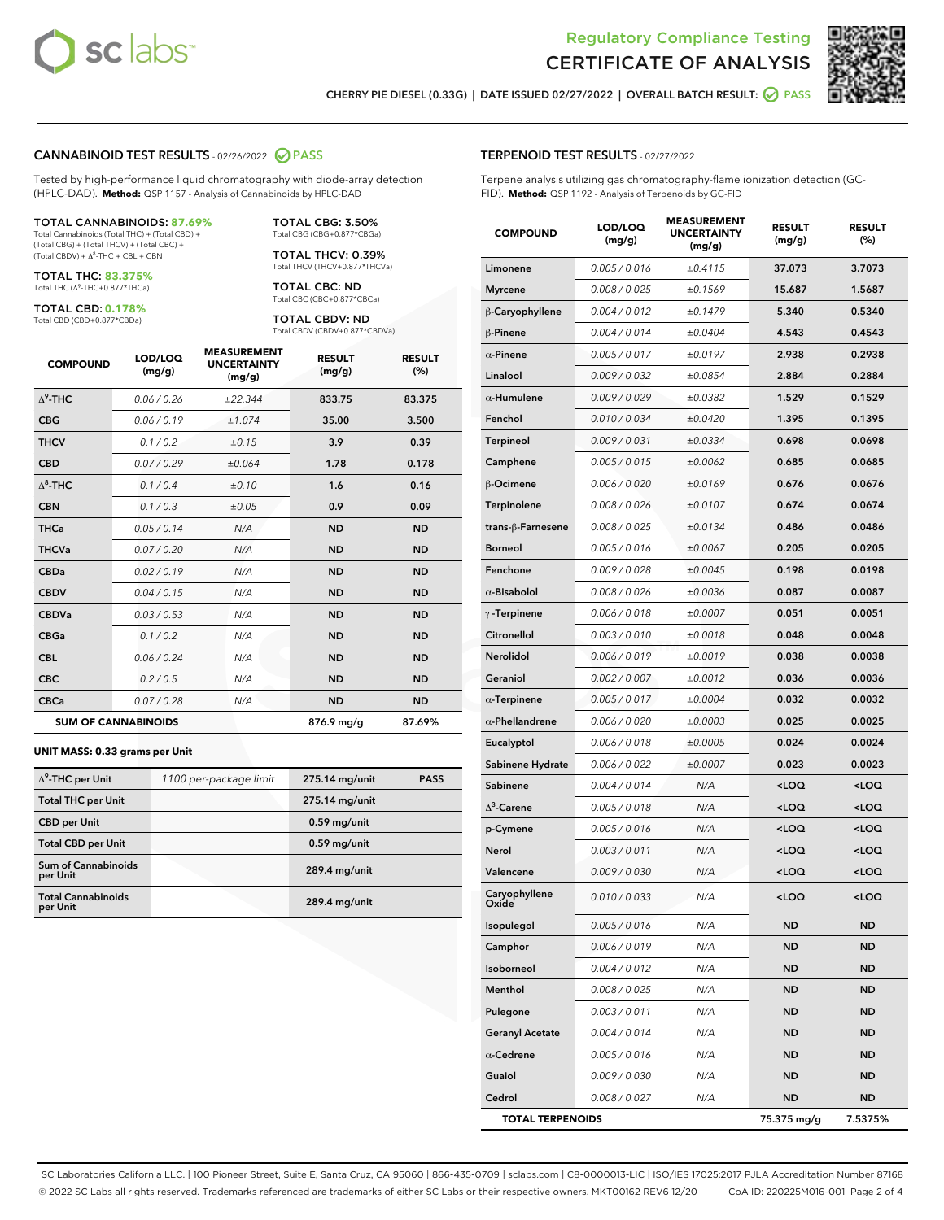Regulatory Compliance Testing

# CERTIFICATE OF ANALYSIS

CHERRY PIE DIESEL (0.33G) | DATE ISSUED 02/27/2022 | OVERALL BATCH RESULT: PASS

## CANNABINOID TEST RESULTS - 02/26/2022 PASS

Tested by high-performance liquid chromatography with diode-array detection (HPLC-DAD). **Method:** QSP 1157 - Analysis of Cannabinoids by HPLC-DAD

**TOTAL CANNABINOIDS: 87.69%**
Total Cannabinoids (Total THC) + (Total CBD) + (Total CBG) + (Total THCV) + (Total CBC) + (Total CBDV) + $\Delta^8$-THC + CBL + CBN

**TOTAL THC: 83.375%**
Total THC ($\Delta^9$-THC+0.877*THCa)

**TOTAL CBD: 0.178%**
Total CBD (CBD+0.877*CBDa)

**TOTAL CBG: 3.50%**
Total CBG (CBG+0.877*CBGa)

**TOTAL THCV: 0.39%**
Total THCV (THCV+0.877*THCVa)

**TOTAL CBC: ND**
Total CBC (CBC+0.877*CBCa)

**TOTAL CBDV: ND**
Total CBDV (CBDV+0.877*CBDVa)

| COMPOUND | LOD/LOQ (mg/g) | MEASUREMENT UNCERTAINTY (mg/g) | RESULT (mg/g) | RESULT (%) |
|---|---|---|---|---|
| $\Delta^9$-THC | 0.06 / 0.26 | ±22.344 | 833.75 | 83.375 |
| CBG | 0.06 / 0.19 | ±1.074 | 35.00 | 3.500 |
| THCV | 0.1 / 0.2 | ±0.15 | 3.9 | 0.39 |
| CBD | 0.07 / 0.29 | ±0.064 | 1.78 | 0.178 |
| $\Delta^8$-THC | 0.1 / 0.4 | ±0.10 | 1.6 | 0.16 |
| CBN | 0.1 / 0.3 | ±0.05 | 0.9 | 0.09 |
| THCa | 0.05 / 0.14 | N/A | ND | ND |
| THCVa | 0.07 / 0.20 | N/A | ND | ND |
| CBDa | 0.02 / 0.19 | N/A | ND | ND |
| CBDV | 0.04 / 0.15 | N/A | ND | ND |
| CBDVa | 0.03 / 0.53 | N/A | ND | ND |
| CBGa | 0.1 / 0.2 | N/A | ND | ND |
| CBL | 0.06 / 0.24 | N/A | ND | ND |
| CBC | 0.2 / 0.5 | N/A | ND | ND |
| CBCa | 0.07 / 0.28 | N/A | ND | ND |
| **SUM OF CANNABINOIDS** | | | 876.9 mg/g | 87.69% |

**UNIT MASS: 0.33 grams per Unit**

| | | | |
|---|---|---|---|
| $\Delta^9$-THC per Unit | 1100 per-package limit | 275.14 mg/unit | PASS |
| Total THC per Unit | | 275.14 mg/unit | |
| CBD per Unit | | 0.59 mg/unit | |
| Total CBD per Unit | | 0.59 mg/unit | |
| Sum of Cannabinoids per Unit | | 289.4 mg/unit | |
| Total Cannabinoids per Unit | | 289.4 mg/unit | |

## TERPENOID TEST RESULTS - 02/27/2022

Terpene analysis utilizing gas chromatography-flame ionization detection (GC-FID). **Method:** QSP 1192 - Analysis of Terpenoids by GC-FID

| COMPOUND | LOD/LOQ (mg/g) | MEASUREMENT UNCERTAINTY (mg/g) | RESULT (mg/g) | RESULT (%) |
|---|---|---|---|---|
| Limonene | 0.005 / 0.016 | ±0.4115 | 37.073 | 3.7073 |
| Myrcene | 0.008 / 0.025 | ±0.1569 | 15.687 | 1.5687 |
| β-Caryophyllene | 0.004 / 0.012 | ±0.1479 | 5.340 | 0.5340 |
| β-Pinene | 0.004 / 0.014 | ±0.0404 | 4.543 | 0.4543 |
| α-Pinene | 0.005 / 0.017 | ±0.0197 | 2.938 | 0.2938 |
| Linalool | 0.009 / 0.032 | ±0.0854 | 2.884 | 0.2884 |
| α-Humulene | 0.009 / 0.029 | ±0.0382 | 1.529 | 0.1529 |
| Fenchol | 0.010 / 0.034 | ±0.0420 | 1.395 | 0.1395 |
| Terpineol | 0.009 / 0.031 | ±0.0334 | 0.698 | 0.0698 |
| Camphene | 0.005 / 0.015 | ±0.0062 | 0.685 | 0.0685 |
| β-Ocimene | 0.006 / 0.020 | ±0.0169 | 0.676 | 0.0676 |
| Terpinolene | 0.008 / 0.026 | ±0.0107 | 0.674 | 0.0674 |
| trans-β-Farnesene | 0.008 / 0.025 | ±0.0134 | 0.486 | 0.0486 |
| Borneol | 0.005 / 0.016 | ±0.0067 | 0.205 | 0.0205 |
| Fenchone | 0.009 / 0.028 | ±0.0045 | 0.198 | 0.0198 |
| α-Bisabolol | 0.008 / 0.026 | ±0.0036 | 0.087 | 0.0087 |
| γ-Terpinene | 0.006 / 0.018 | ±0.0007 | 0.051 | 0.0051 |
| Citronellol | 0.003 / 0.010 | ±0.0018 | 0.048 | 0.0048 |
| Nerolidol | 0.006 / 0.019 | ±0.0019 | 0.038 | 0.0038 |
| Geraniol | 0.002 / 0.007 | ±0.0012 | 0.036 | 0.0036 |
| α-Terpinene | 0.005 / 0.017 | ±0.0004 | 0.032 | 0.0032 |
| α-Phellandrene | 0.006 / 0.020 | ±0.0003 | 0.025 | 0.0025 |
| Eucalyptol | 0.006 / 0.018 | ±0.0005 | 0.024 | 0.0024 |
| Sabinene Hydrate | 0.006 / 0.022 | ±0.0007 | 0.023 | 0.0023 |
| Sabinene | 0.004 / 0.014 | N/A | <LOQ | <LOQ |
| $\Delta^3$-Carene | 0.005 / 0.018 | N/A | <LOQ | <LOQ |
| p-Cymene | 0.005 / 0.016 | N/A | <LOQ | <LOQ |
| Nerol | 0.003 / 0.011 | N/A | <LOQ | <LOQ |
| Valencene | 0.009 / 0.030 | N/A | <LOQ | <LOQ |
| Caryophyllene Oxide | 0.010 / 0.033 | N/A | <LOQ | <LOQ |
| Isopulegol | 0.005 / 0.016 | N/A | ND | ND |
| Camphor | 0.006 / 0.019 | N/A | ND | ND |
| Isoborneol | 0.004 / 0.012 | N/A | ND | ND |
| Menthol | 0.008 / 0.025 | N/A | ND | ND |
| Pulegone | 0.003 / 0.011 | N/A | ND | ND |
| Geranyl Acetate | 0.004 / 0.014 | N/A | ND | ND |
| α-Cedrene | 0.005 / 0.016 | N/A | ND | ND |
| Guaiol | 0.009 / 0.030 | N/A | ND | ND |
| Cedrol | 0.008 / 0.027 | N/A | ND | ND |
| **TOTAL TERPENOIDS** | | | 75.375 mg/g | 7.5375% |

SC Laboratories California LLC. | 100 Pioneer Street, Suite E, Santa Cruz, CA 95060 | 866-435-0709 | sclabs.com | C8-0000013-LIC | ISO/IES 17025:2017 PJLA Accreditation Number 87168
© 2022 SC Labs all rights reserved. Trademarks referenced are trademarks of either SC Labs or their respective owners. MKT00162 REV6 12/20 CoA ID: 220225M016-001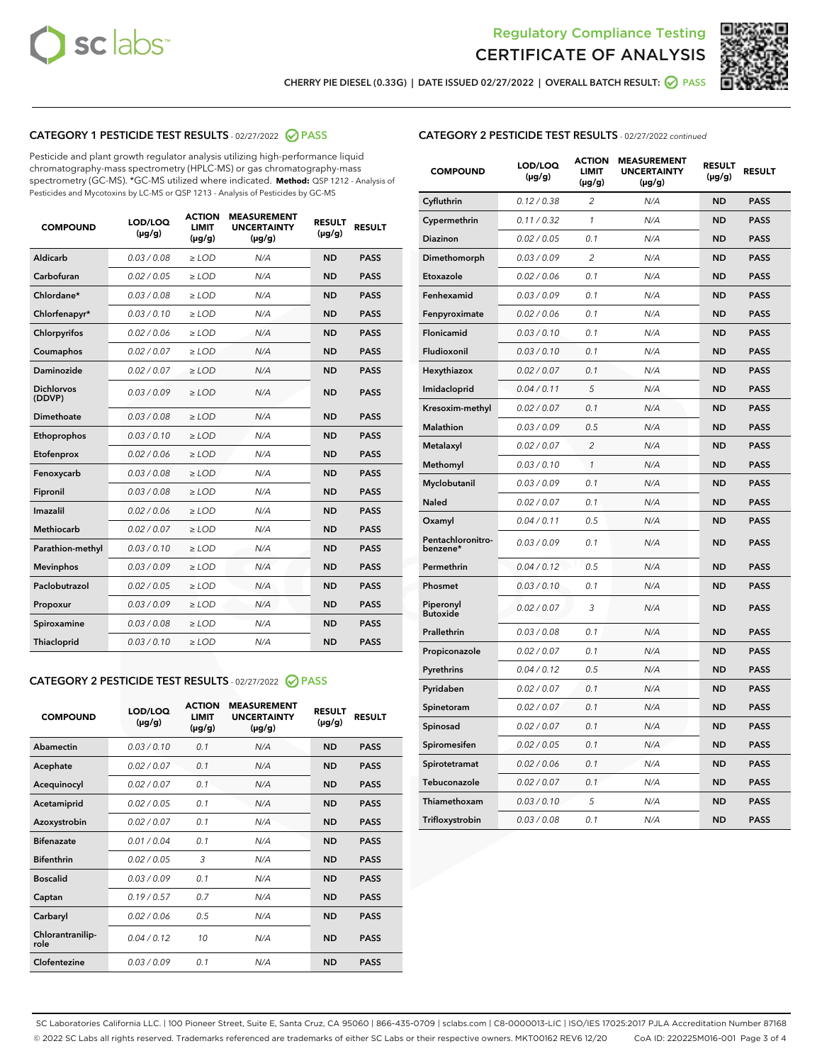# Regulatory Compliance Testing
# CERTIFICATE OF ANALYSIS

CHERRY PIE DIESEL (0.33G) | DATE ISSUED 02/27/2022 | OVERALL BATCH RESULT: PASS

## CATEGORY 1 PESTICIDE TEST RESULTS - 02/27/2022 PASS

Pesticide and plant growth regulator analysis utilizing high-performance liquid chromatography-mass spectrometry (HPLC-MS) or gas chromatography-mass spectrometry (GC-MS). *GC-MS utilized where indicated. **Method:** QSP 1212 - Analysis of Pesticides and Mycotoxins by LC-MS or QSP 1213 - Analysis of Pesticides by GC-MS

| COMPOUND | LOD/LOQ (µg/g) | ACTION LIMIT (µg/g) | MEASUREMENT UNCERTAINTY (µg/g) | RESULT (µg/g) | RESULT |
|---|---|---|---|---|---|
| Aldicarb | 0.03 / 0.08 | ≥ LOD | N/A | ND | PASS |
| Carbofuran | 0.02 / 0.05 | ≥ LOD | N/A | ND | PASS |
| Chlordane* | 0.03 / 0.08 | ≥ LOD | N/A | ND | PASS |
| Chlorfenapyr* | 0.03 / 0.10 | ≥ LOD | N/A | ND | PASS |
| Chlorpyrifos | 0.02 / 0.06 | ≥ LOD | N/A | ND | PASS |
| Coumaphos | 0.02 / 0.07 | ≥ LOD | N/A | ND | PASS |
| Daminozide | 0.02 / 0.07 | ≥ LOD | N/A | ND | PASS |
| Dichlorvos (DDVP) | 0.03 / 0.09 | ≥ LOD | N/A | ND | PASS |
| Dimethoate | 0.03 / 0.08 | ≥ LOD | N/A | ND | PASS |
| Ethoprophos | 0.03 / 0.10 | ≥ LOD | N/A | ND | PASS |
| Etofenprox | 0.02 / 0.06 | ≥ LOD | N/A | ND | PASS |
| Fenoxycarb | 0.03 / 0.08 | ≥ LOD | N/A | ND | PASS |
| Fipronil | 0.03 / 0.08 | ≥ LOD | N/A | ND | PASS |
| Imazalil | 0.02 / 0.06 | ≥ LOD | N/A | ND | PASS |
| Methiocarb | 0.02 / 0.07 | ≥ LOD | N/A | ND | PASS |
| Parathion-methyl | 0.03 / 0.10 | ≥ LOD | N/A | ND | PASS |
| Mevinphos | 0.03 / 0.09 | ≥ LOD | N/A | ND | PASS |
| Paclobutrazol | 0.02 / 0.05 | ≥ LOD | N/A | ND | PASS |
| Propoxur | 0.03 / 0.09 | ≥ LOD | N/A | ND | PASS |
| Spiroxamine | 0.03 / 0.08 | ≥ LOD | N/A | ND | PASS |
| Thiacloprid | 0.03 / 0.10 | ≥ LOD | N/A | ND | PASS |

## CATEGORY 2 PESTICIDE TEST RESULTS - 02/27/2022 PASS

| COMPOUND | LOD/LOQ (µg/g) | ACTION LIMIT (µg/g) | MEASUREMENT UNCERTAINTY (µg/g) | RESULT (µg/g) | RESULT |
|---|---|---|---|---|---|
| Abamectin | 0.03 / 0.10 | 0.1 | N/A | ND | PASS |
| Acephate | 0.02 / 0.07 | 0.1 | N/A | ND | PASS |
| Acequinocyl | 0.02 / 0.07 | 0.1 | N/A | ND | PASS |
| Acetamiprid | 0.02 / 0.05 | 0.1 | N/A | ND | PASS |
| Azoxystrobin | 0.02 / 0.07 | 0.1 | N/A | ND | PASS |
| Bifenazate | 0.01 / 0.04 | 0.1 | N/A | ND | PASS |
| Bifenthrin | 0.02 / 0.05 | 3 | N/A | ND | PASS |
| Boscalid | 0.03 / 0.09 | 0.1 | N/A | ND | PASS |
| Captan | 0.19 / 0.57 | 0.7 | N/A | ND | PASS |
| Carbaryl | 0.02 / 0.06 | 0.5 | N/A | ND | PASS |
| Chlorantraniliprole | 0.04 / 0.12 | 10 | N/A | ND | PASS |
| Clofentezine | 0.03 / 0.09 | 0.1 | N/A | ND | PASS |
| Cyfluthrin | 0.12 / 0.38 | 2 | N/A | ND | PASS |
| Cypermethrin | 0.11 / 0.32 | 1 | N/A | ND | PASS |
| Diazinon | 0.02 / 0.05 | 0.1 | N/A | ND | PASS |
| Dimethomorph | 0.03 / 0.09 | 2 | N/A | ND | PASS |
| Etoxazole | 0.02 / 0.06 | 0.1 | N/A | ND | PASS |
| Fenhexamid | 0.03 / 0.09 | 0.1 | N/A | ND | PASS |
| Fenpyroximate | 0.02 / 0.06 | 0.1 | N/A | ND | PASS |
| Flonicamid | 0.03 / 0.10 | 0.1 | N/A | ND | PASS |
| Fludioxonil | 0.03 / 0.10 | 0.1 | N/A | ND | PASS |
| Hexythiazox | 0.02 / 0.07 | 0.1 | N/A | ND | PASS |
| Imidacloprid | 0.04 / 0.11 | 5 | N/A | ND | PASS |
| Kresoxim-methyl | 0.02 / 0.07 | 0.1 | N/A | ND | PASS |
| Malathion | 0.03 / 0.09 | 0.5 | N/A | ND | PASS |
| Metalaxyl | 0.02 / 0.07 | 2 | N/A | ND | PASS |
| Methomyl | 0.03 / 0.10 | 1 | N/A | ND | PASS |
| Myclobutanil | 0.03 / 0.09 | 0.1 | N/A | ND | PASS |
| Naled | 0.02 / 0.07 | 0.1 | N/A | ND | PASS |
| Oxamyl | 0.04 / 0.11 | 0.5 | N/A | ND | PASS |
| Pentachloronitrobenzene* | 0.03 / 0.09 | 0.1 | N/A | ND | PASS |
| Permethrin | 0.04 / 0.12 | 0.5 | N/A | ND | PASS |
| Phosmet | 0.03 / 0.10 | 0.1 | N/A | ND | PASS |
| Piperonyl Butoxide | 0.02 / 0.07 | 3 | N/A | ND | PASS |
| Prallethrin | 0.03 / 0.08 | 0.1 | N/A | ND | PASS |
| Propiconazole | 0.02 / 0.07 | 0.1 | N/A | ND | PASS |
| Pyrethrins | 0.04 / 0.12 | 0.5 | N/A | ND | PASS |
| Pyridaben | 0.02 / 0.07 | 0.1 | N/A | ND | PASS |
| Spinetoram | 0.02 / 0.07 | 0.1 | N/A | ND | PASS |
| Spinosad | 0.02 / 0.07 | 0.1 | N/A | ND | PASS |
| Spiromesifen | 0.02 / 0.05 | 0.1 | N/A | ND | PASS |
| Spirotetramat | 0.02 / 0.06 | 0.1 | N/A | ND | PASS |
| Tebuconazole | 0.02 / 0.07 | 0.1 | N/A | ND | PASS |
| Thiamethoxam | 0.03 / 0.10 | 5 | N/A | ND | PASS |
| Trifloxystrobin | 0.03 / 0.08 | 0.1 | N/A | ND | PASS |

SC Laboratories California LLC. | 100 Pioneer Street, Suite E, Santa Cruz, CA 95060 | 866-435-0709 | sclabs.com | C8-0000013-LIC | ISO/IES 17025:2017 PJLA Accreditation Number 87168
© 2022 SC Labs all rights reserved. Trademarks referenced are trademarks of either SC Labs or their respective owners. MKT00162 REV6 12/20 CoA ID: 220225M016-001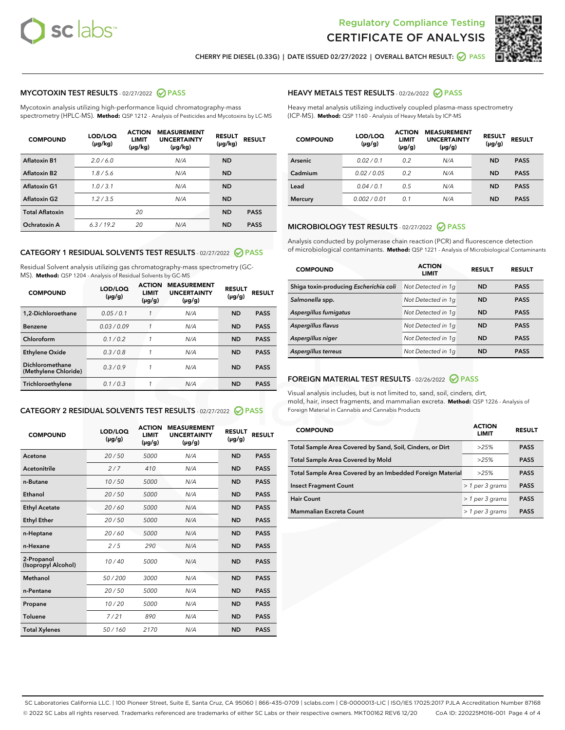Regulatory Compliance Testing
# CERTIFICATE OF ANALYSIS

CHERRY PIE DIESEL (0.33G) | DATE ISSUED 02/27/2022 | OVERALL BATCH RESULT: PASS

## MYCOTOXIN TEST RESULTS - 02/27/2022 PASS

Mycotoxin analysis utilizing high-performance liquid chromatography-mass spectrometry (HPLC-MS). **Method:** QSP 1212 - Analysis of Pesticides and Mycotoxins by LC-MS

| COMPOUND | LOD/LOQ (µg/kg) | ACTION LIMIT (µg/kg) | MEASUREMENT UNCERTAINTY (µg/kg) | RESULT (µg/kg) | RESULT |
|---|---|---|---|---|---|
| Aflatoxin B1 | 2.0 / 6.0 | | N/A | ND | |
| Aflatoxin B2 | 1.8 / 5.6 | | N/A | ND | |
| Aflatoxin G1 | 1.0 / 3.1 | | N/A | ND | |
| Aflatoxin G2 | 1.2 / 3.5 | | N/A | ND | |
| Total Aflatoxin | | 20 | | ND | PASS |
| Ochratoxin A | 6.3 / 19.2 | 20 | N/A | ND | PASS |

## CATEGORY 1 RESIDUAL SOLVENTS TEST RESULTS - 02/27/2022 PASS

Residual Solvent analysis utilizing gas chromatography-mass spectrometry (GC-MS). **Method:** QSP 1204 - Analysis of Residual Solvents by GC-MS

| COMPOUND | LOD/LOQ (µg/g) | ACTION LIMIT (µg/g) | MEASUREMENT UNCERTAINTY (µg/g) | RESULT (µg/g) | RESULT |
|---|---|---|---|---|---|
| 1,2-Dichloroethane | 0.05 / 0.1 | 1 | N/A | ND | PASS |
| Benzene | 0.03 / 0.09 | 1 | N/A | ND | PASS |
| Chloroform | 0.1 / 0.2 | 1 | N/A | ND | PASS |
| Ethylene Oxide | 0.3 / 0.8 | 1 | N/A | ND | PASS |
| Dichloromethane (Methylene Chloride) | 0.3 / 0.9 | 1 | N/A | ND | PASS |
| Trichloroethylene | 0.1 / 0.3 | 1 | N/A | ND | PASS |

## CATEGORY 2 RESIDUAL SOLVENTS TEST RESULTS - 02/27/2022 PASS

| COMPOUND | LOD/LOQ (µg/g) | ACTION LIMIT (µg/g) | MEASUREMENT UNCERTAINTY (µg/g) | RESULT (µg/g) | RESULT |
|---|---|---|---|---|---|
| Acetone | 20 / 50 | 5000 | N/A | ND | PASS |
| Acetonitrile | 2 / 7 | 410 | N/A | ND | PASS |
| n-Butane | 10 / 50 | 5000 | N/A | ND | PASS |
| Ethanol | 20 / 50 | 5000 | N/A | ND | PASS |
| Ethyl Acetate | 20 / 60 | 5000 | N/A | ND | PASS |
| Ethyl Ether | 20 / 50 | 5000 | N/A | ND | PASS |
| n-Heptane | 20 / 60 | 5000 | N/A | ND | PASS |
| n-Hexane | 2 / 5 | 290 | N/A | ND | PASS |
| 2-Propanol (Isopropyl Alcohol) | 10 / 40 | 5000 | N/A | ND | PASS |
| Methanol | 50 / 200 | 3000 | N/A | ND | PASS |
| n-Pentane | 20 / 50 | 5000 | N/A | ND | PASS |
| Propane | 10 / 20 | 5000 | N/A | ND | PASS |
| Toluene | 7 / 21 | 890 | N/A | ND | PASS |
| Total Xylenes | 50 / 160 | 2170 | N/A | ND | PASS |

## HEAVY METALS TEST RESULTS - 02/26/2022 PASS

Heavy metal analysis utilizing inductively coupled plasma-mass spectrometry (ICP-MS). **Method:** QSP 1160 - Analysis of Heavy Metals by ICP-MS

| COMPOUND | LOD/LOQ (µg/g) | ACTION LIMIT (µg/g) | MEASUREMENT UNCERTAINTY (µg/g) | RESULT (µg/g) | RESULT |
|---|---|---|---|---|---|
| Arsenic | 0.02 / 0.1 | 0.2 | N/A | ND | PASS |
| Cadmium | 0.02 / 0.05 | 0.2 | N/A | ND | PASS |
| Lead | 0.04 / 0.1 | 0.5 | N/A | ND | PASS |
| Mercury | 0.002 / 0.01 | 0.1 | N/A | ND | PASS |

## MICROBIOLOGY TEST RESULTS - 02/27/2022 PASS

Analysis conducted by polymerase chain reaction (PCR) and fluorescence detection of microbiological contaminants. **Method:** QSP 1221 - Analysis of Microbiological Contaminants

| COMPOUND | ACTION LIMIT | RESULT | RESULT |
|---|---|---|---|
| Shiga toxin-producing *Escherichia coli* | Not Detected in 1g | ND | PASS |
| *Salmonella* spp. | Not Detected in 1g | ND | PASS |
| *Aspergillus fumigatus* | Not Detected in 1g | ND | PASS |
| *Aspergillus flavus* | Not Detected in 1g | ND | PASS |
| *Aspergillus niger* | Not Detected in 1g | ND | PASS |
| *Aspergillus terreus* | Not Detected in 1g | ND | PASS |

## FOREIGN MATERIAL TEST RESULTS - 02/26/2022 PASS

Visual analysis includes, but is not limited to, sand, soil, cinders, dirt, mold, hair, insect fragments, and mammalian excreta. **Method:** QSP 1226 - Analysis of Foreign Material in Cannabis and Cannabis Products

| COMPOUND | ACTION LIMIT | RESULT |
|---|---|---|
| Total Sample Area Covered by Sand, Soil, Cinders, or Dirt | >25% | PASS |
| Total Sample Area Covered by Mold | >25% | PASS |
| Total Sample Area Covered by an Imbedded Foreign Material | >25% | PASS |
| Insect Fragment Count | > 1 per 3 grams | PASS |
| Hair Count | > 1 per 3 grams | PASS |
| Mammalian Excreta Count | > 1 per 3 grams | PASS |

SC Laboratories California LLC. | 100 Pioneer Street, Suite E, Santa Cruz, CA 95060 | 866-435-0709 | sclabs.com | C8-0000013-LIC | ISO/IES 17025:2017 PJLA Accreditation Number 87168
© 2022 SC Labs all rights reserved. Trademarks referenced are trademarks of either SC Labs or their respective owners. MKT00162 REV6 12/20 CoA ID: 220225M016-001